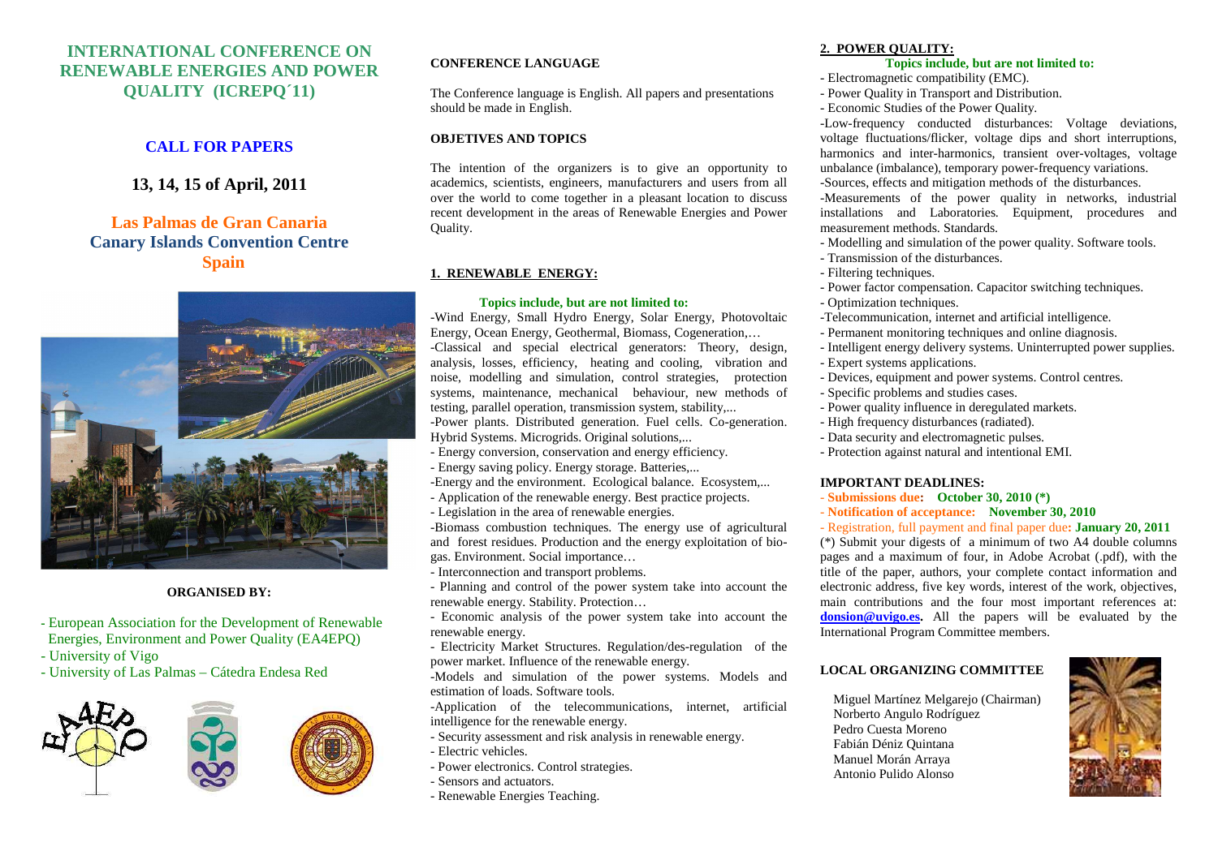# INTERNATIONAL CONFERENCE ON RENEWABLE ENERGIES AND POWER QUALITY (ICREPQ´11)

## CALL FOR PAPERS

## 13, 14, 15 of April, 2011

## Las Palmas de Gran Canaria
## Canary Islands Convention Centre
## Spain

**ORGANISED BY:**

- European Association for the Development of Renewable Energies, Environment and Power Quality (EA4EPQ)
- University of Vigo
- University of Las Palmas – Cátedra Endesa Red

**CONFERENCE LANGUAGE**

The Conference language is English. All papers and presentations should be made in English.

**OBJETIVES AND TOPICS**

The intention of the organizers is to give an opportunity to academics, scientists, engineers, manufacturers and users from all over the world to come together in a pleasant location to discuss recent development in the areas of Renewable Energies and Power Quality.

**1. RENEWABLE ENERGY:**

**Topics include, but are not limited to:**

-Wind Energy, Small Hydro Energy, Solar Energy, Photovoltaic Energy, Ocean Energy, Geothermal, Biomass, Cogeneration,…
-Classical and special electrical generators: Theory, design, analysis, losses, efficiency, heating and cooling, vibration and noise, modelling and simulation, control strategies, protection systems, maintenance, mechanical behaviour, new methods of testing, parallel operation, transmission system, stability,...
-Power plants. Distributed generation. Fuel cells. Co-generation. Hybrid Systems. Microgrids. Original solutions,...
- Energy conversion, conservation and energy efficiency.
- Energy saving policy. Energy storage. Batteries,...
-Energy and the environment. Ecological balance. Ecosystem,...
- Application of the renewable energy. Best practice projects.
- Legislation in the area of renewable energies.
-Biomass combustion techniques. The energy use of agricultural and forest residues. Production and the energy exploitation of bio-gas. Environment. Social importance…
- Interconnection and transport problems.
- Planning and control of the power system take into account the renewable energy. Stability. Protection…
- Economic analysis of the power system take into account the renewable energy.
- Electricity Market Structures. Regulation/des-regulation of the power market. Influence of the renewable energy.
-Models and simulation of the power systems. Models and estimation of loads. Software tools.
-Application of the telecommunications, internet, artificial intelligence for the renewable energy.
- Security assessment and risk analysis in renewable energy.
- Electric vehicles.
- Power electronics. Control strategies.
- Sensors and actuators.
- Renewable Energies Teaching.

**2. POWER QUALITY:**

**Topics include, but are not limited to:**

- Electromagnetic compatibility (EMC).
- Power Quality in Transport and Distribution.
- Economic Studies of the Power Quality.
-Low-frequency conducted disturbances: Voltage deviations, voltage fluctuations/flicker, voltage dips and short interruptions, harmonics and inter-harmonics, transient over-voltages, voltage unbalance (imbalance), temporary power-frequency variations.
-Sources, effects and mitigation methods of the disturbances.
-Measurements of the power quality in networks, industrial installations and Laboratories. Equipment, procedures and measurement methods. Standards.
- Modelling and simulation of the power quality. Software tools.
- Transmission of the disturbances.
- Filtering techniques.
- Power factor compensation. Capacitor switching techniques.
- Optimization techniques.
-Telecommunication, internet and artificial intelligence.
- Permanent monitoring techniques and online diagnosis.
- Intelligent energy delivery systems. Uninterrupted power supplies.
- Expert systems applications.
- Devices, equipment and power systems. Control centres.
- Specific problems and studies cases.
- Power quality influence in deregulated markets.
- High frequency disturbances (radiated).
- Data security and electromagnetic pulses.
- Protection against natural and intentional EMI.

**IMPORTANT DEADLINES:**

- Submissions due: **October 30, 2010 (*)**
- Notification of acceptance: **November 30, 2010**
- Registration, full payment and final paper due: **January 20, 2011**

(*) Submit your digests of a minimum of two A4 double columns pages and a maximum of four, in Adobe Acrobat (.pdf), with the title of the paper, authors, your complete contact information and electronic address, five key words, interest of the work, objectives, main contributions and the four most important references at: **donsion@uvigo.es.** All the papers will be evaluated by the International Program Committee members.

**LOCAL ORGANIZING COMMITTEE**

Miguel Martínez Melgarejo (Chairman)
Norberto Angulo Rodríguez
Pedro Cuesta Moreno
Fabián Déniz Quintana
Manuel Morán Arraya
Antonio Pulido Alonso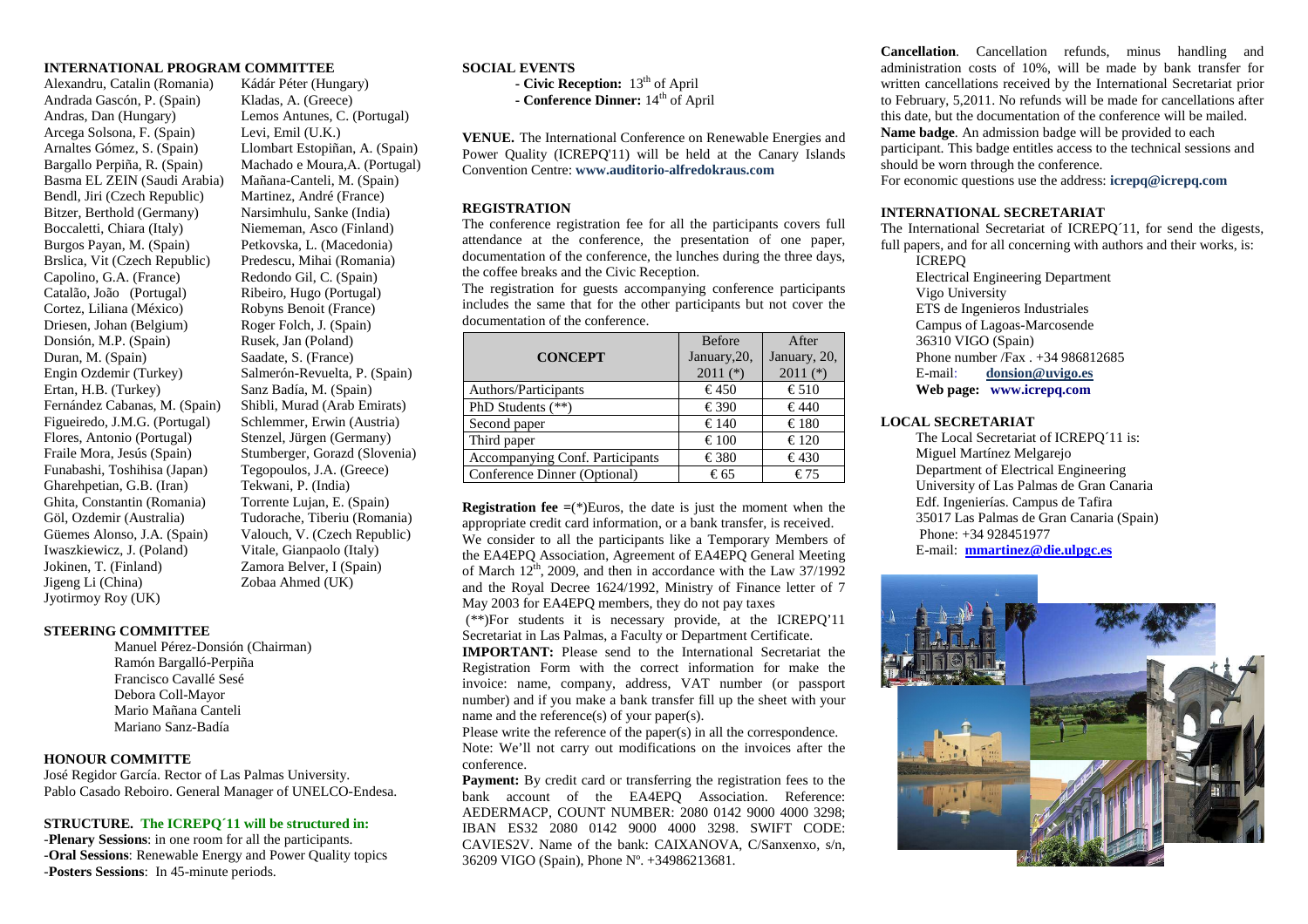## INTERNATIONAL PROGRAM COMMITTEE

Alexandru, Catalin (Romania)
Andrada Gascón, P. (Spain)
Andras, Dan (Hungary)
Arcega Solsona, F. (Spain)
Arnaltes Gómez, S. (Spain)
Bargallo Perpiña, R. (Spain)
Basma EL ZEIN (Saudi Arabia)
Bendl, Jiri (Czech Republic)
Bitzer, Berthold (Germany)
Boccaletti, Chiara (Italy)
Burgos Payan, M. (Spain)
Brslica, Vit (Czech Republic)
Capolino, G.A. (France)
Catalão, João (Portugal)
Cortez, Liliana (México)
Driesen, Johan (Belgium)
Donsión, M.P. (Spain)
Duran, M. (Spain)
Engin Ozdemir (Turkey)
Ertan, H.B. (Turkey)
Fernández Cabanas, M. (Spain)
Figueiredo, J.M.G. (Portugal)
Flores, Antonio (Portugal)
Fraile Mora, Jesús (Spain)
Funabashi, Toshihisa (Japan)
Gharehpetian, G.B. (Iran)
Ghita, Constantin (Romania)
Göl, Ozdemir (Australia)
Güemes Alonso, J.A. (Spain)
Iwaszkiewicz, J. (Poland)
Jokinen, T. (Finland)
Jigeng Li (China)
Jyotirmoy Roy (UK)
Kádár Péter (Hungary)
Kladas, A. (Greece)
Lemos Antunes, C. (Portugal)
Levi, Emil (U.K.)
Llombart Estopiñan, A. (Spain)
Machado e Moura,A. (Portugal)
Mañana-Canteli, M. (Spain)
Martinez, André (France)
Narsimhulu, Sanke (India)
Niememan, Asco (Finland)
Petkovska, L. (Macedonia)
Predescu, Mihai (Romania)
Redondo Gil, C. (Spain)
Ribeiro, Hugo (Portugal)
Robyns Benoit (France)
Roger Folch, J. (Spain)
Rusek, Jan (Poland)
Saadate, S. (France)
Salmerón-Revuelta, P. (Spain)
Sanz Badía, M. (Spain)
Shibli, Murad (Arab Emirats)
Schlemmer, Erwin (Austria)
Stenzel, Jürgen (Germany)
Stumberger, Gorazd (Slovenia)
Tegopoulos, J.A. (Greece)
Tekwani, P. (India)
Torrente Lujan, E. (Spain)
Tudorache, Tiberiu (Romania)
Valouch, V. (Czech Republic)
Vitale, Gianpaolo (Italy)
Zamora Belver, I (Spain)
Zobaa Ahmed (UK)

## STEERING COMMITTEE

Manuel Pérez-Donsión (Chairman)
Ramón Bargalló-Perpiña
Francisco Cavallé Sesé
Debora Coll-Mayor
Mario Mañana Canteli
Mariano Sanz-Badía

## HONOUR COMMITTE

José Regidor García. Rector of Las Palmas University.
Pablo Casado Reboiro. General Manager of UNELCO-Endesa.

## STRUCTURE. The ICREPQ´11 will be structured in:

- **Plenary Sessions**: in one room for all the participants.
- **Oral Sessions**: Renewable Energy and Power Quality topics
- **Posters Sessions**: In 45-minute periods.

## SOCIAL EVENTS

- **Civic Reception:** 13th of April
- **Conference Dinner:** 14th of April

**VENUE.** The International Conference on Renewable Energies and Power Quality (ICREPQ'11) will be held at the Canary Islands Convention Centre: **www.auditorio-alfredokraus.com**

## REGISTRATION

The conference registration fee for all the participants covers full attendance at the conference, the presentation of one paper, documentation of the conference, the lunches during the three days, the coffee breaks and the Civic Reception.

The registration for guests accompanying conference participants includes the same that for the other participants but not cover the documentation of the conference.

| CONCEPT | Before January,20, 2011 (*) | After January, 20, 2011 (*) |
|---|---|---|
| Authors/Participants | € 450 | € 510 |
| PhD Students (**) | € 390 | € 440 |
| Second paper | € 140 | € 180 |
| Third paper | € 100 | € 120 |
| Accompanying Conf. Participants | € 380 | € 430 |
| Conference Dinner (Optional) | € 65 | € 75 |

**Registration fee** =(*)Euros, the date is just the moment when the appropriate credit card information, or a bank transfer, is received.

We consider to all the participants like a Temporary Members of the EA4EPQ Association, Agreement of EA4EPQ General Meeting of March 12th, 2009, and then in accordance with the Law 37/1992 and the Royal Decree 1624/1992, Ministry of Finance letter of 7 May 2003 for EA4EPQ members, they do not pay taxes

(**)For students it is necessary provide, at the ICREPQ'11 Secretariat in Las Palmas, a Faculty or Department Certificate.

**IMPORTANT:** Please send to the International Secretariat the Registration Form with the correct information for make the invoice: name, company, address, VAT number (or passport number) and if you make a bank transfer fill up the sheet with your name and the reference(s) of your paper(s).

Please write the reference of the paper(s) in all the correspondence.

Note: We'll not carry out modifications on the invoices after the conference.

**Payment:** By credit card or transferring the registration fees to the bank account of the EA4EPQ Association. Reference: AEDERMACP, COUNT NUMBER: 2080 0142 9000 4000 3298; IBAN ES32 2080 0142 9000 4000 3298. SWIFT CODE: CAVIES2V. Name of the bank: CAIXANOVA, C/Sanxenxo, s/n, 36209 VIGO (Spain), Phone Nº. +34986213681.

**Cancellation**. Cancellation refunds, minus handling and administration costs of 10%, will be made by bank transfer for written cancellations received by the International Secretariat prior to February, 5,2011. No refunds will be made for cancellations after this date, but the documentation of the conference will be mailed.

**Name badge**. An admission badge will be provided to each participant. This badge entitles access to the technical sessions and should be worn through the conference.

For economic questions use the address: **icrepq@icrepq.com**

## INTERNATIONAL SECRETARIAT

The International Secretariat of ICREPQ´11, for send the digests, full papers, and for all concerning with authors and their works, is:

ICREPQ
Electrical Engineering Department
Vigo University
ETS de Ingenieros Industriales
Campus of Lagoas-Marcosende
36310 VIGO (Spain)
Phone number /Fax . +34 986812685
E-mail: **donsion@uvigo.es**
**Web page: www.icrepq.com**

## LOCAL SECRETARIAT

The Local Secretariat of ICREPQ´11 is:
Miguel Martínez Melgarejo
Department of Electrical Engineering
University of Las Palmas de Gran Canaria
Edf. Ingenierías. Campus de Tafira
35017 Las Palmas de Gran Canaria (Spain)
Phone: +34 928451977
E-mail: **mmartinez@die.ulpgc.es**